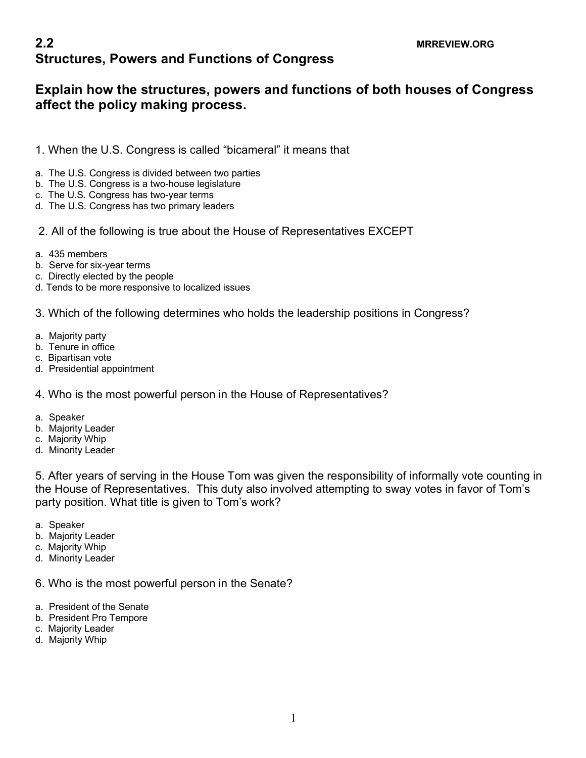# 2.2 Structures, Powers and Functions of Congress

MRREVIEW.ORG

## Explain how the structures, powers and functions of both houses of Congress affect the policy making process.

1. When the U.S. Congress is called "bicameral" it means that

a. The U.S. Congress is divided between two parties
b. The U.S. Congress is a two-house legislature
c. The U.S. Congress has two-year terms
d. The U.S. Congress has two primary leaders

2. All of the following is true about the House of Representatives EXCEPT

a. 435 members
b. Serve for six-year terms
c. Directly elected by the people
d. Tends to be more responsive to localized issues

3. Which of the following determines who holds the leadership positions in Congress?

a. Majority party
b. Tenure in office
c. Bipartisan vote
d. Presidential appointment

4. Who is the most powerful person in the House of Representatives?

a. Speaker
b. Majority Leader
c. Majority Whip
d. Minority Leader

5. After years of serving in the House Tom was given the responsibility of informally vote counting in the House of Representatives. This duty also involved attempting to sway votes in favor of Tom's party position. What title is given to Tom's work?

a. Speaker
b. Majority Leader
c. Majority Whip
d. Minority Leader

6. Who is the most powerful person in the Senate?

a. President of the Senate
b. President Pro Tempore
c. Majority Leader
d. Majority Whip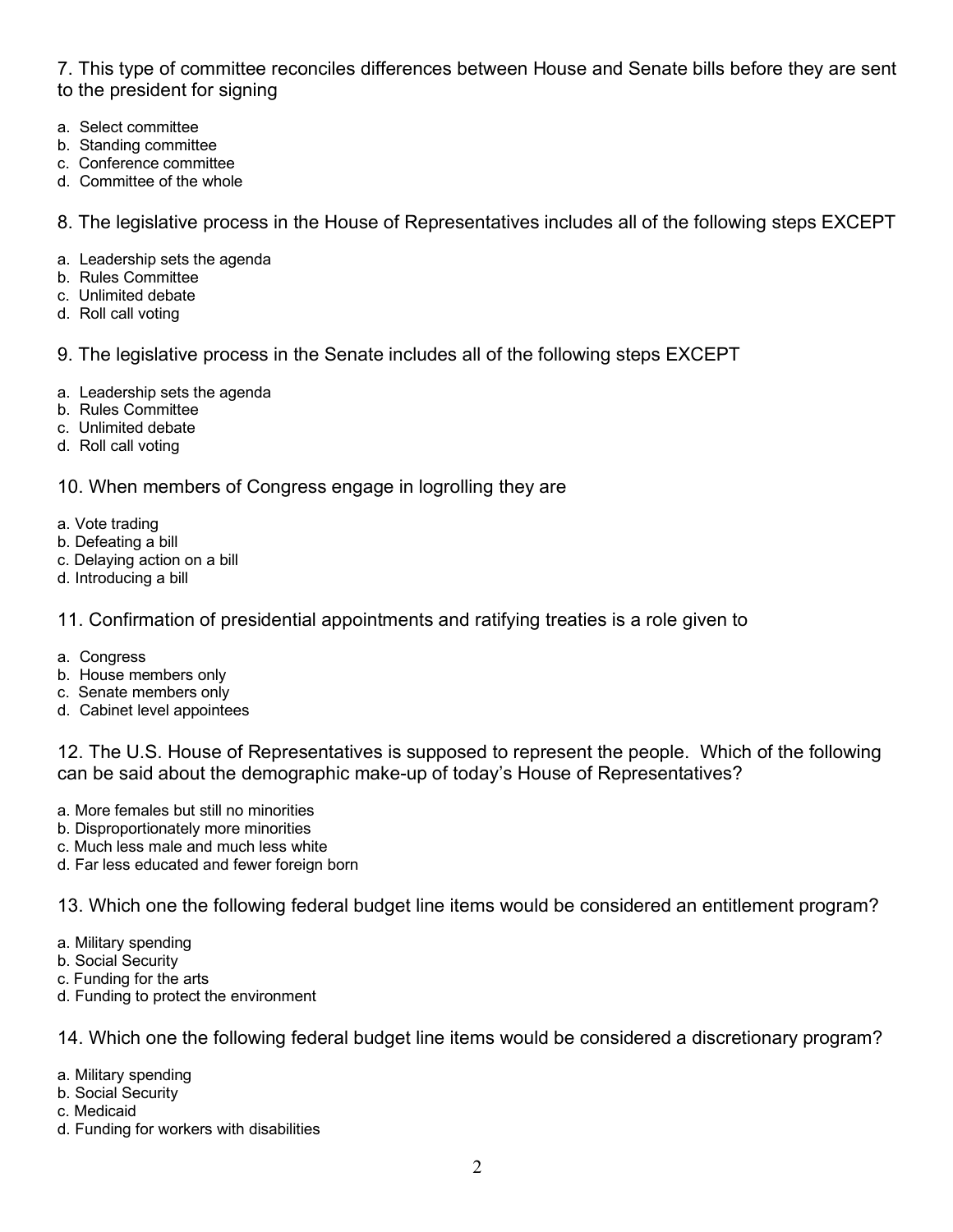7. This type of committee reconciles differences between House and Senate bills before they are sent to the president for signing

a. Select committee
b. Standing committee
c. Conference committee
d. Committee of the whole

8. The legislative process in the House of Representatives includes all of the following steps EXCEPT

a. Leadership sets the agenda
b. Rules Committee
c. Unlimited debate
d. Roll call voting

9. The legislative process in the Senate includes all of the following steps EXCEPT

a. Leadership sets the agenda
b. Rules Committee
c. Unlimited debate
d. Roll call voting

10. When members of Congress engage in logrolling they are

a. Vote trading
b. Defeating a bill
c. Delaying action on a bill
d. Introducing a bill

11. Confirmation of presidential appointments and ratifying treaties is a role given to

a. Congress
b. House members only
c. Senate members only
d. Cabinet level appointees

12. The U.S. House of Representatives is supposed to represent the people. Which of the following can be said about the demographic make-up of today's House of Representatives?

a. More females but still no minorities
b. Disproportionately more minorities
c. Much less male and much less white
d. Far less educated and fewer foreign born

13. Which one the following federal budget line items would be considered an entitlement program?

a. Military spending
b. Social Security
c. Funding for the arts
d. Funding to protect the environment

14. Which one the following federal budget line items would be considered a discretionary program?

a. Military spending
b. Social Security
c. Medicaid
d. Funding for workers with disabilities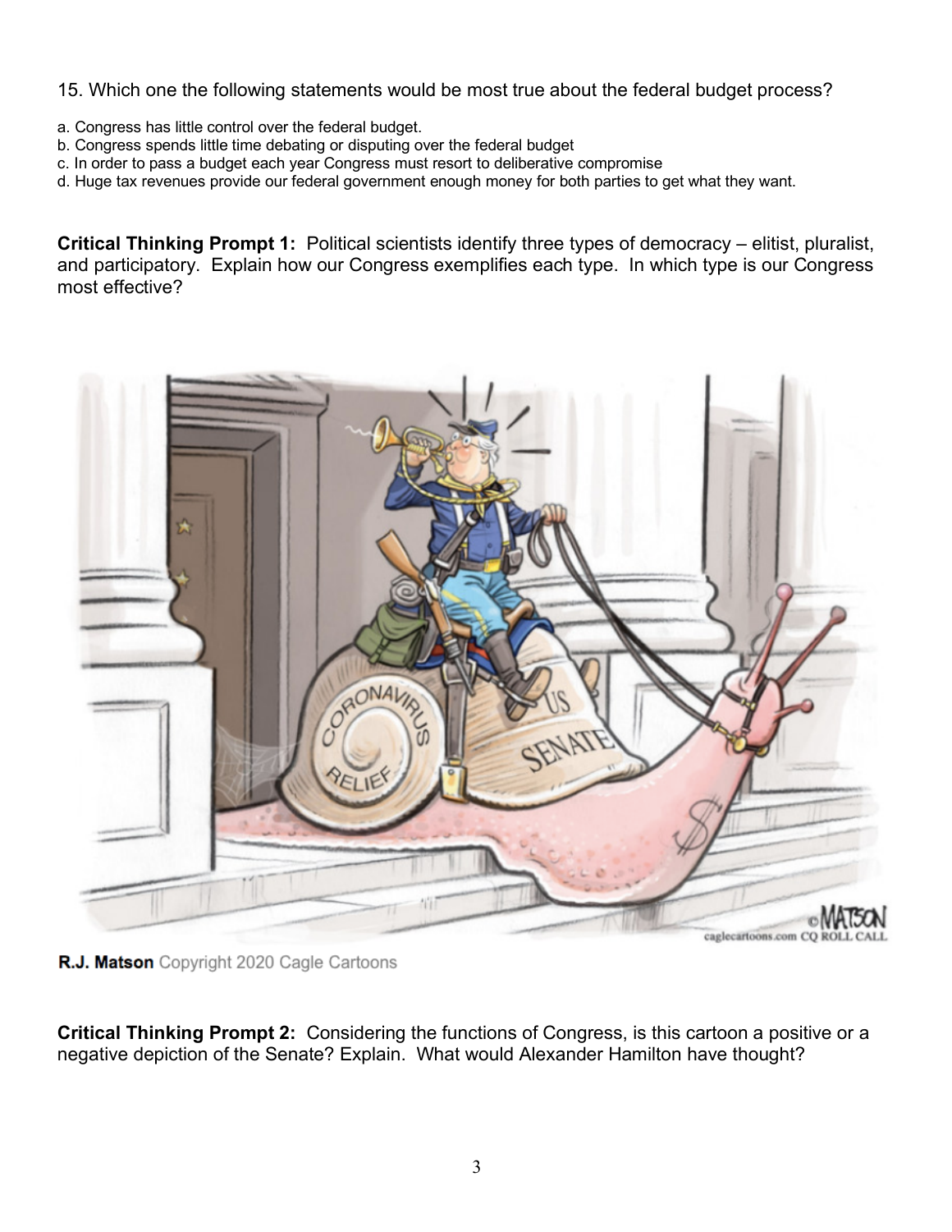15. Which one the following statements would be most true about the federal budget process?

a. Congress has little control over the federal budget.
b. Congress spends little time debating or disputing over the federal budget
c. In order to pass a budget each year Congress must resort to deliberative compromise
d. Huge tax revenues provide our federal government enough money for both parties to get what they want.

**Critical Thinking Prompt 1:** Political scientists identify three types of democracy – elitist, pluralist, and participatory. Explain how our Congress exemplifies each type. In which type is our Congress most effective?

**R.J. Matson** Copyright 2020 Cagle Cartoons

**Critical Thinking Prompt 2:** Considering the functions of Congress, is this cartoon a positive or a negative depiction of the Senate? Explain. What would Alexander Hamilton have thought?